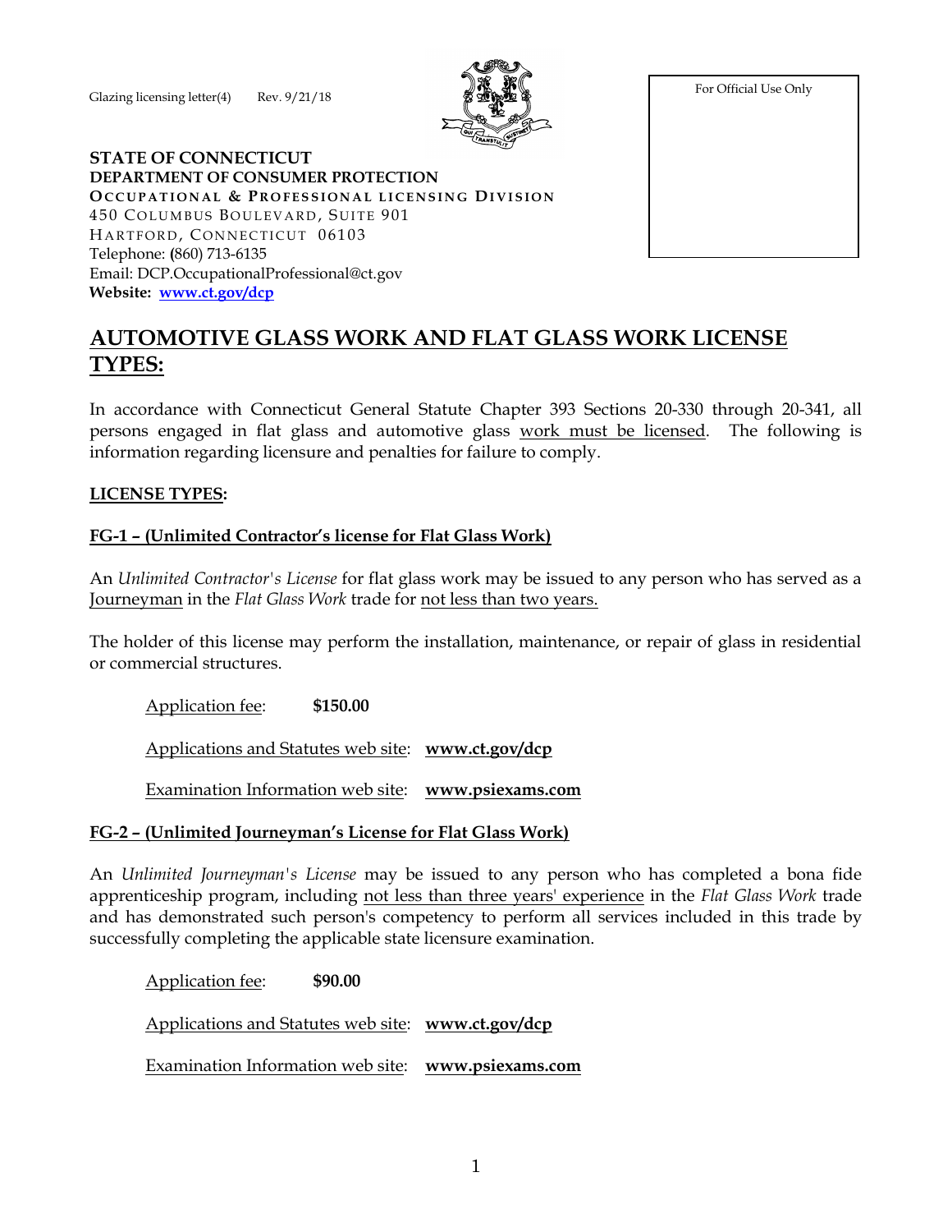Glazing licensing letter(4)      Rev. 9/21/18

For Official Use Only

**STATE OF CONNECTICUT**
**DEPARTMENT OF CONSUMER PROTECTION**
**OCCUPATIONAL & PROFESSIONAL LICENSING DIVISION**
450 COLUMBUS BOULEVARD, SUITE 901
HARTFORD, CONNECTICUT 06103
Telephone: (860) 713-6135
Email: DCP.OccupationalProfessional@ct.gov
**Website: www.ct.gov/dcp**

# AUTOMOTIVE GLASS WORK AND FLAT GLASS WORK LICENSE TYPES:

In accordance with Connecticut General Statute Chapter 393 Sections 20-330 through 20-341, all persons engaged in flat glass and automotive glass work must be licensed. The following is information regarding licensure and penalties for failure to comply.

## LICENSE TYPES:

### FG-1 – (Unlimited Contractor's license for Flat Glass Work)

An *Unlimited Contractor's License* for flat glass work may be issued to any person who has served as a Journeyman in the *Flat Glass Work* trade for not less than two years.

The holder of this license may perform the installation, maintenance, or repair of glass in residential or commercial structures.

Application fee: **$150.00**

Applications and Statutes web site: **www.ct.gov/dcp**

Examination Information web site: **www.psiexams.com**

### FG-2 – (Unlimited Journeyman's License for Flat Glass Work)

An *Unlimited Journeyman's License* may be issued to any person who has completed a bona fide apprenticeship program, including not less than three years' experience in the *Flat Glass Work* trade and has demonstrated such person's competency to perform all services included in this trade by successfully completing the applicable state licensure examination.

Application fee: **$90.00**

Applications and Statutes web site: **www.ct.gov/dcp**

Examination Information web site: **www.psiexams.com**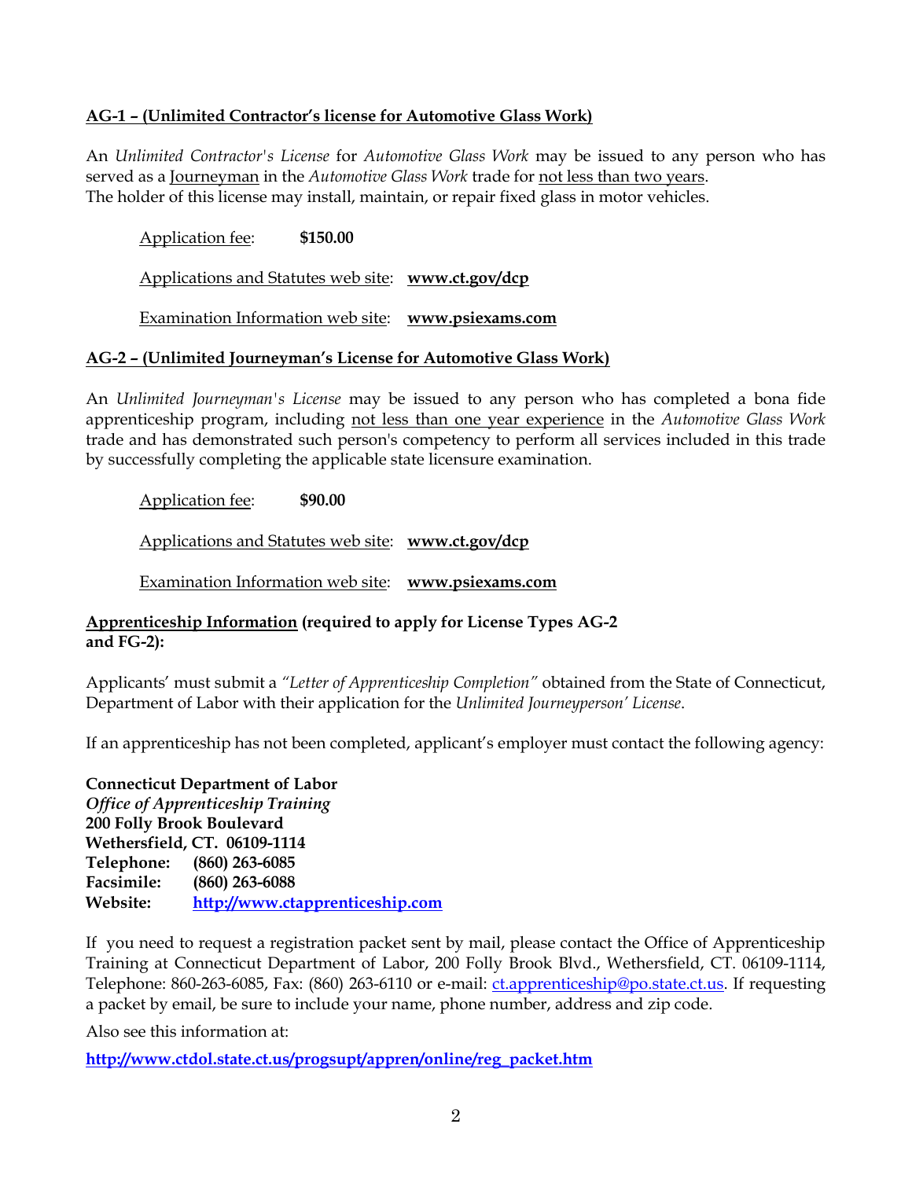## AG-1 – (Unlimited Contractor's license for Automotive Glass Work)

An *Unlimited Contractor's License* for *Automotive Glass Work* may be issued to any person who has served as a Journeyman in the *Automotive Glass Work* trade for not less than two years.
The holder of this license may install, maintain, or repair fixed glass in motor vehicles.

Application fee: **$150.00**

Applications and Statutes web site: **www.ct.gov/dcp**

Examination Information web site: **www.psiexams.com**

## AG-2 – (Unlimited Journeyman's License for Automotive Glass Work)

An *Unlimited Journeyman's License* may be issued to any person who has completed a bona fide apprenticeship program, including not less than one year experience in the *Automotive Glass Work* trade and has demonstrated such person's competency to perform all services included in this trade by successfully completing the applicable state licensure examination.

Application fee: **$90.00**

Applications and Statutes web site: **www.ct.gov/dcp**

Examination Information web site: **www.psiexams.com**

**Apprenticeship Information (required to apply for License Types AG-2 and FG-2):**

Applicants' must submit a *"Letter of Apprenticeship Completion"* obtained from the State of Connecticut, Department of Labor with their application for the *Unlimited Journeyperson' License*.

If an apprenticeship has not been completed, applicant's employer must contact the following agency:

**Connecticut Department of Labor**
***Office of Apprenticeship Training***
**200 Folly Brook Boulevard**
**Wethersfield, CT. 06109-1114**
**Telephone: (860) 263-6085**
**Facsimile: (860) 263-6088**
**Website: http://www.ctapprenticeship.com**

If you need to request a registration packet sent by mail, please contact the Office of Apprenticeship Training at Connecticut Department of Labor, 200 Folly Brook Blvd., Wethersfield, CT. 06109-1114, Telephone: 860-263-6085, Fax: (860) 263-6110 or e-mail: ct.apprenticeship@po.state.ct.us. If requesting a packet by email, be sure to include your name, phone number, address and zip code.

Also see this information at:

**http://www.ctdol.state.ct.us/progsupt/appren/online/reg_packet.htm**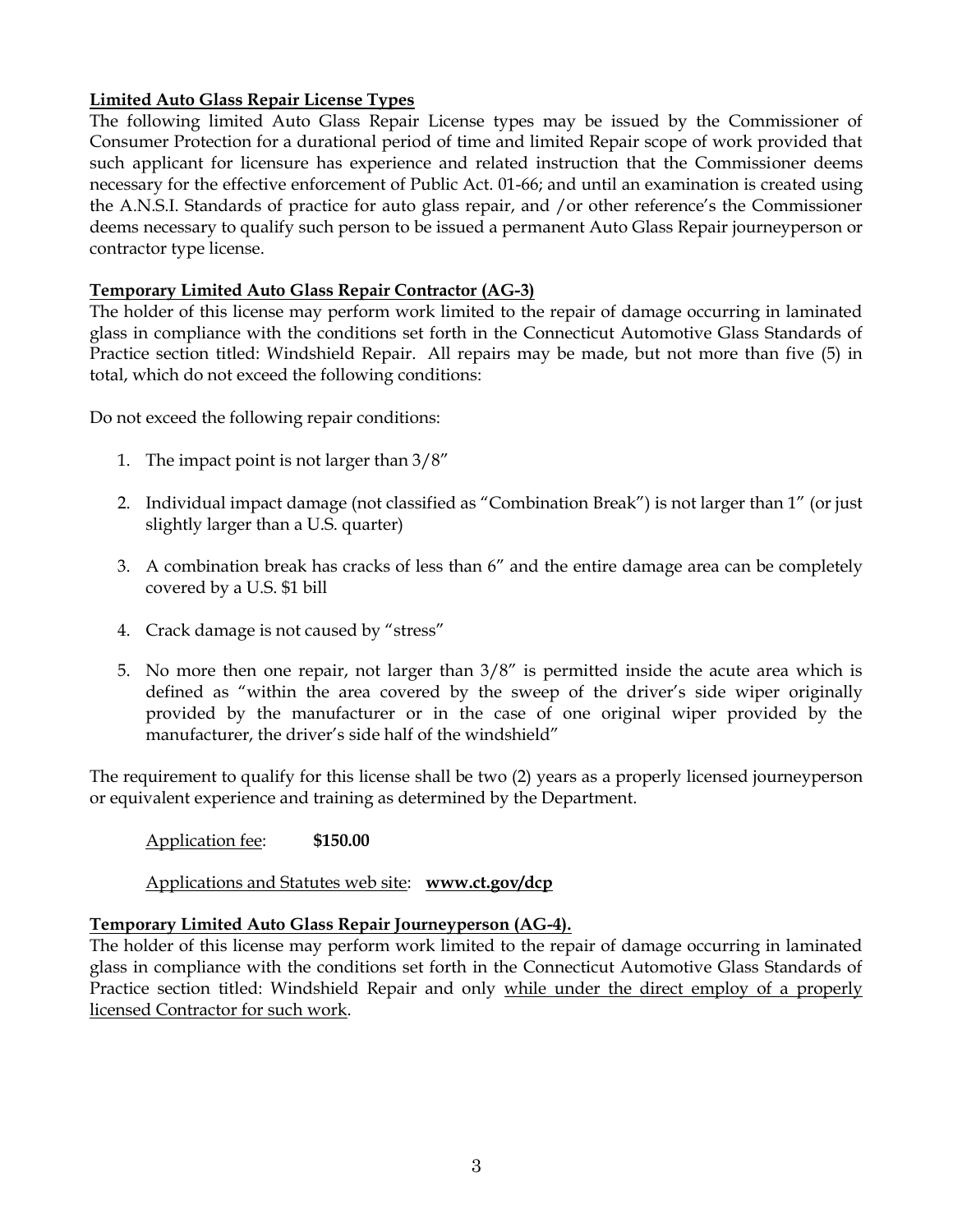**Limited Auto Glass Repair License Types**

The following limited Auto Glass Repair License types may be issued by the Commissioner of Consumer Protection for a durational period of time and limited Repair scope of work provided that such applicant for licensure has experience and related instruction that the Commissioner deems necessary for the effective enforcement of Public Act. 01-66; and until an examination is created using the A.N.S.I. Standards of practice for auto glass repair, and /or other reference's the Commissioner deems necessary to qualify such person to be issued a permanent Auto Glass Repair journeyperson or contractor type license.

**Temporary Limited Auto Glass Repair Contractor (AG-3)**

The holder of this license may perform work limited to the repair of damage occurring in laminated glass in compliance with the conditions set forth in the Connecticut Automotive Glass Standards of Practice section titled: Windshield Repair. All repairs may be made, but not more than five (5) in total, which do not exceed the following conditions:

Do not exceed the following repair conditions:

1. The impact point is not larger than 3/8"
2. Individual impact damage (not classified as "Combination Break") is not larger than 1" (or just slightly larger than a U.S. quarter)
3. A combination break has cracks of less than 6" and the entire damage area can be completely covered by a U.S. $1 bill
4. Crack damage is not caused by "stress"
5. No more then one repair, not larger than 3/8" is permitted inside the acute area which is defined as "within the area covered by the sweep of the driver's side wiper originally provided by the manufacturer or in the case of one original wiper provided by the manufacturer, the driver's side half of the windshield"

The requirement to qualify for this license shall be two (2) years as a properly licensed journeyperson or equivalent experience and training as determined by the Department.

Application fee: **$150.00**

Applications and Statutes web site: **www.ct.gov/dcp**

**Temporary Limited Auto Glass Repair Journeyperson (AG-4).**

The holder of this license may perform work limited to the repair of damage occurring in laminated glass in compliance with the conditions set forth in the Connecticut Automotive Glass Standards of Practice section titled: Windshield Repair and only while under the direct employ of a properly licensed Contractor for such work.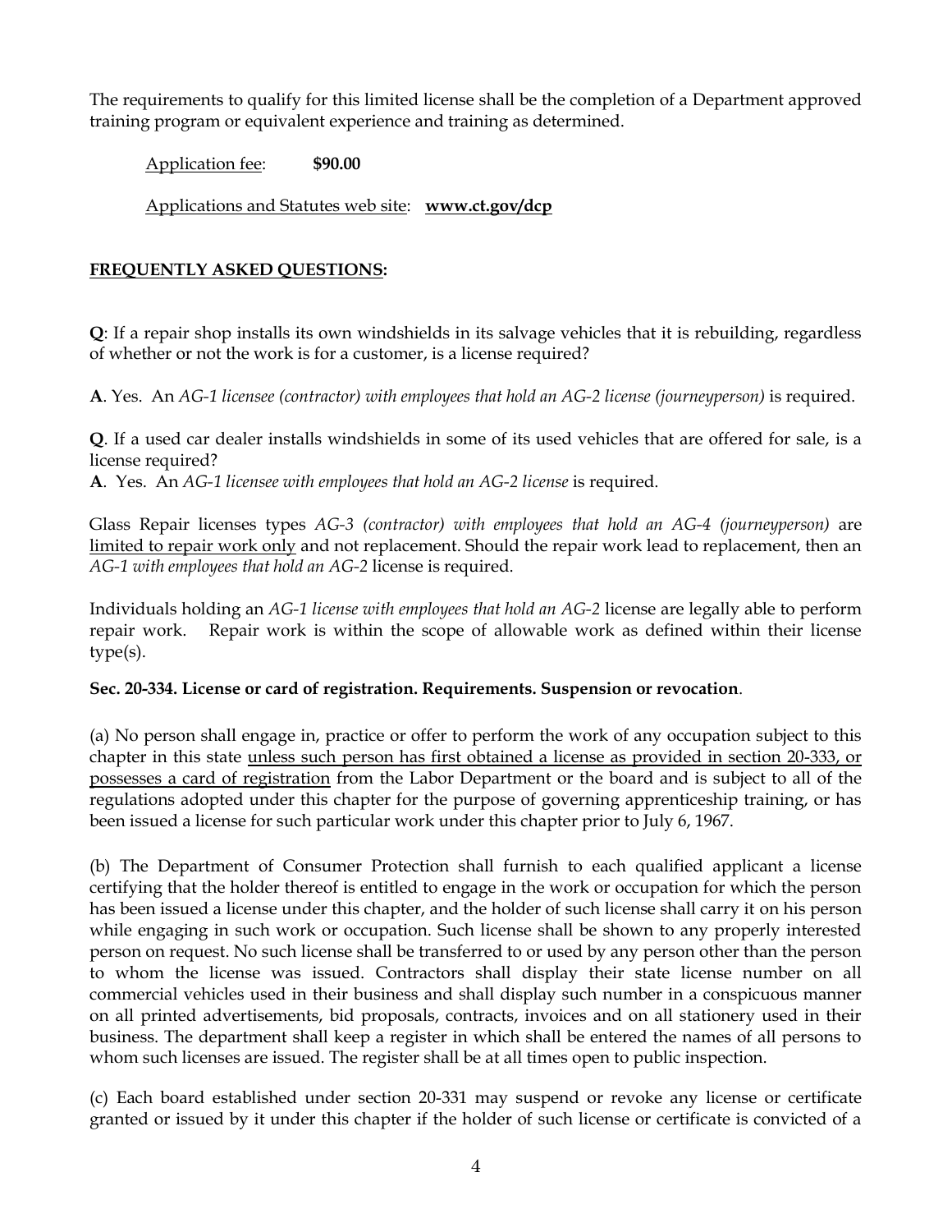The requirements to qualify for this limited license shall be the completion of a Department approved training program or equivalent experience and training as determined.

Application fee: **$90.00**

Applications and Statutes web site: **www.ct.gov/dcp**

**FREQUENTLY ASKED QUESTIONS:**

**Q**: If a repair shop installs its own windshields in its salvage vehicles that it is rebuilding, regardless of whether or not the work is for a customer, is a license required?

**A**. Yes. An *AG-1 licensee (contractor) with employees that hold an AG-2 license (journeyperson)* is required.

**Q**. If a used car dealer installs windshields in some of its used vehicles that are offered for sale, is a license required?

**A**. Yes. An *AG-1 licensee with employees that hold an AG-2 license* is required.

Glass Repair licenses types *AG-3 (contractor) with employees that hold an AG-4 (journeyperson)* are limited to repair work only and not replacement. Should the repair work lead to replacement, then an *AG-1 with employees that hold an AG-2* license is required.

Individuals holding an *AG-1 license with employees that hold an AG-2* license are legally able to perform repair work. Repair work is within the scope of allowable work as defined within their license type(s).

**Sec. 20-334. License or card of registration. Requirements. Suspension or revocation**.

(a) No person shall engage in, practice or offer to perform the work of any occupation subject to this chapter in this state unless such person has first obtained a license as provided in section 20-333, or possesses a card of registration from the Labor Department or the board and is subject to all of the regulations adopted under this chapter for the purpose of governing apprenticeship training, or has been issued a license for such particular work under this chapter prior to July 6, 1967.

(b) The Department of Consumer Protection shall furnish to each qualified applicant a license certifying that the holder thereof is entitled to engage in the work or occupation for which the person has been issued a license under this chapter, and the holder of such license shall carry it on his person while engaging in such work or occupation. Such license shall be shown to any properly interested person on request. No such license shall be transferred to or used by any person other than the person to whom the license was issued. Contractors shall display their state license number on all commercial vehicles used in their business and shall display such number in a conspicuous manner on all printed advertisements, bid proposals, contracts, invoices and on all stationery used in their business. The department shall keep a register in which shall be entered the names of all persons to whom such licenses are issued. The register shall be at all times open to public inspection.

(c) Each board established under section 20-331 may suspend or revoke any license or certificate granted or issued by it under this chapter if the holder of such license or certificate is convicted of a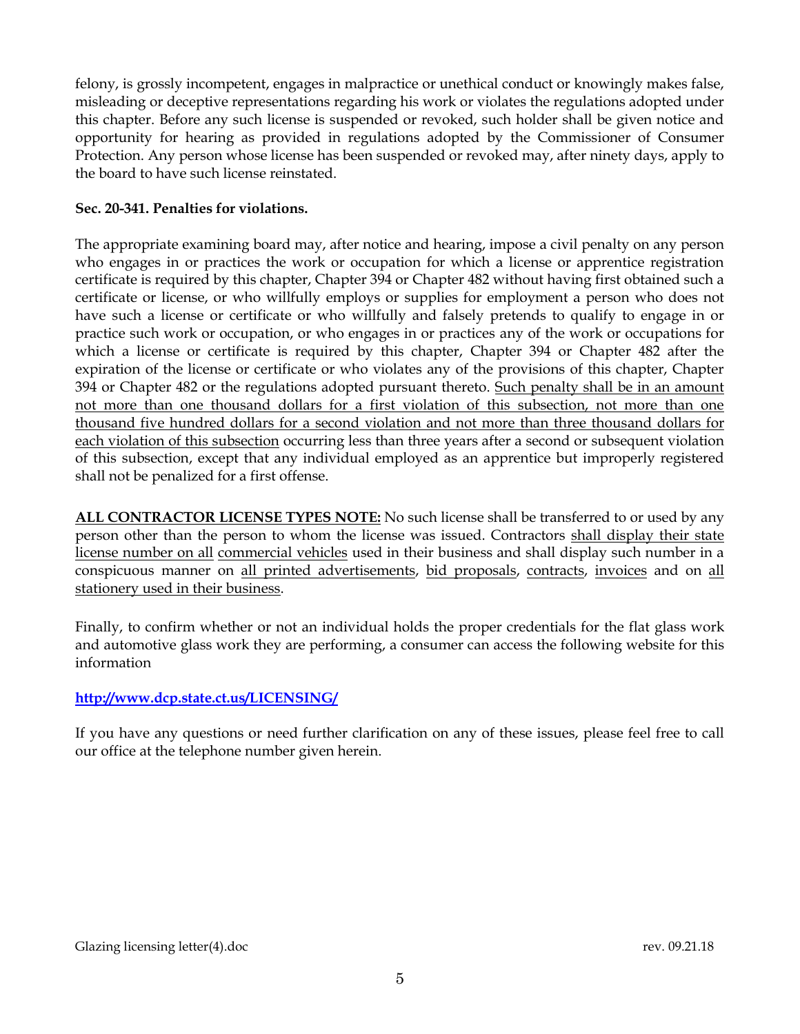felony, is grossly incompetent, engages in malpractice or unethical conduct or knowingly makes false, misleading or deceptive representations regarding his work or violates the regulations adopted under this chapter. Before any such license is suspended or revoked, such holder shall be given notice and opportunity for hearing as provided in regulations adopted by the Commissioner of Consumer Protection. Any person whose license has been suspended or revoked may, after ninety days, apply to the board to have such license reinstated.

**Sec. 20-341. Penalties for violations.**

The appropriate examining board may, after notice and hearing, impose a civil penalty on any person who engages in or practices the work or occupation for which a license or apprentice registration certificate is required by this chapter, Chapter 394 or Chapter 482 without having first obtained such a certificate or license, or who willfully employs or supplies for employment a person who does not have such a license or certificate or who willfully and falsely pretends to qualify to engage in or practice such work or occupation, or who engages in or practices any of the work or occupations for which a license or certificate is required by this chapter, Chapter 394 or Chapter 482 after the expiration of the license or certificate or who violates any of the provisions of this chapter, Chapter 394 or Chapter 482 or the regulations adopted pursuant thereto. <u>Such penalty shall be in an amount not more than one thousand dollars for a first violation of this subsection, not more than one thousand five hundred dollars for a second violation and not more than three thousand dollars for each violation of this subsection</u> occurring less than three years after a second or subsequent violation of this subsection, except that any individual employed as an apprentice but improperly registered shall not be penalized for a first offense.

**<u>ALL CONTRACTOR LICENSE TYPES NOTE:</u>** No such license shall be transferred to or used by any person other than the person to whom the license was issued. Contractors <u>shall display their state license number on all</u> <u>commercial vehicles</u> used in their business and shall display such number in a conspicuous manner on <u>all printed advertisements</u>, <u>bid proposals</u>, <u>contracts</u>, <u>invoices</u> and on <u>all stationery used in their business</u>.

Finally, to confirm whether or not an individual holds the proper credentials for the flat glass work and automotive glass work they are performing, a consumer can access the following website for this information

**[http://www.dcp.state.ct.us/LICENSING/](http://www.dcp.state.ct.us/LICENSING/)**

If you have any questions or need further clarification on any of these issues, please feel free to call our office at the telephone number given herein.